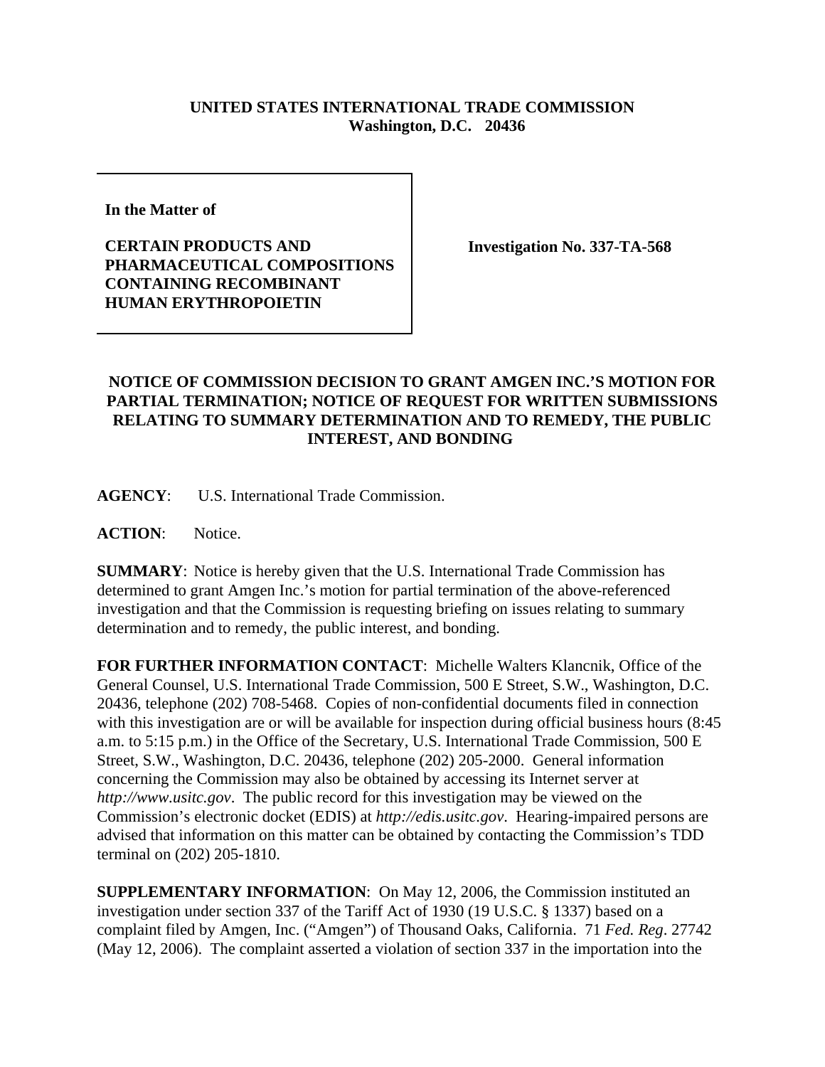**UNITED STATES INTERNATIONAL TRADE COMMISSION**
**Washington, D.C. 20436**

**In the Matter of**

**CERTAIN PRODUCTS AND PHARMACEUTICAL COMPOSITIONS CONTAINING RECOMBINANT HUMAN ERYTHROPOIETIN**

**Investigation No. 337-TA-568**

**NOTICE OF COMMISSION DECISION TO GRANT AMGEN INC.'S MOTION FOR PARTIAL TERMINATION; NOTICE OF REQUEST FOR WRITTEN SUBMISSIONS RELATING TO SUMMARY DETERMINATION AND TO REMEDY, THE PUBLIC INTEREST, AND BONDING**

**AGENCY**: U.S. International Trade Commission.

**ACTION**: Notice.

**SUMMARY**: Notice is hereby given that the U.S. International Trade Commission has determined to grant Amgen Inc.'s motion for partial termination of the above-referenced investigation and that the Commission is requesting briefing on issues relating to summary determination and to remedy, the public interest, and bonding.

**FOR FURTHER INFORMATION CONTACT**: Michelle Walters Klancnik, Office of the General Counsel, U.S. International Trade Commission, 500 E Street, S.W., Washington, D.C. 20436, telephone (202) 708-5468. Copies of non-confidential documents filed in connection with this investigation are or will be available for inspection during official business hours (8:45 a.m. to 5:15 p.m.) in the Office of the Secretary, U.S. International Trade Commission, 500 E Street, S.W., Washington, D.C. 20436, telephone (202) 205-2000. General information concerning the Commission may also be obtained by accessing its Internet server at *http://www.usitc.gov*. The public record for this investigation may be viewed on the Commission's electronic docket (EDIS) at *http://edis.usitc.gov*. Hearing-impaired persons are advised that information on this matter can be obtained by contacting the Commission's TDD terminal on (202) 205-1810.

**SUPPLEMENTARY INFORMATION**: On May 12, 2006, the Commission instituted an investigation under section 337 of the Tariff Act of 1930 (19 U.S.C. § 1337) based on a complaint filed by Amgen, Inc. ("Amgen") of Thousand Oaks, California. 71 *Fed. Reg*. 27742 (May 12, 2006). The complaint asserted a violation of section 337 in the importation into the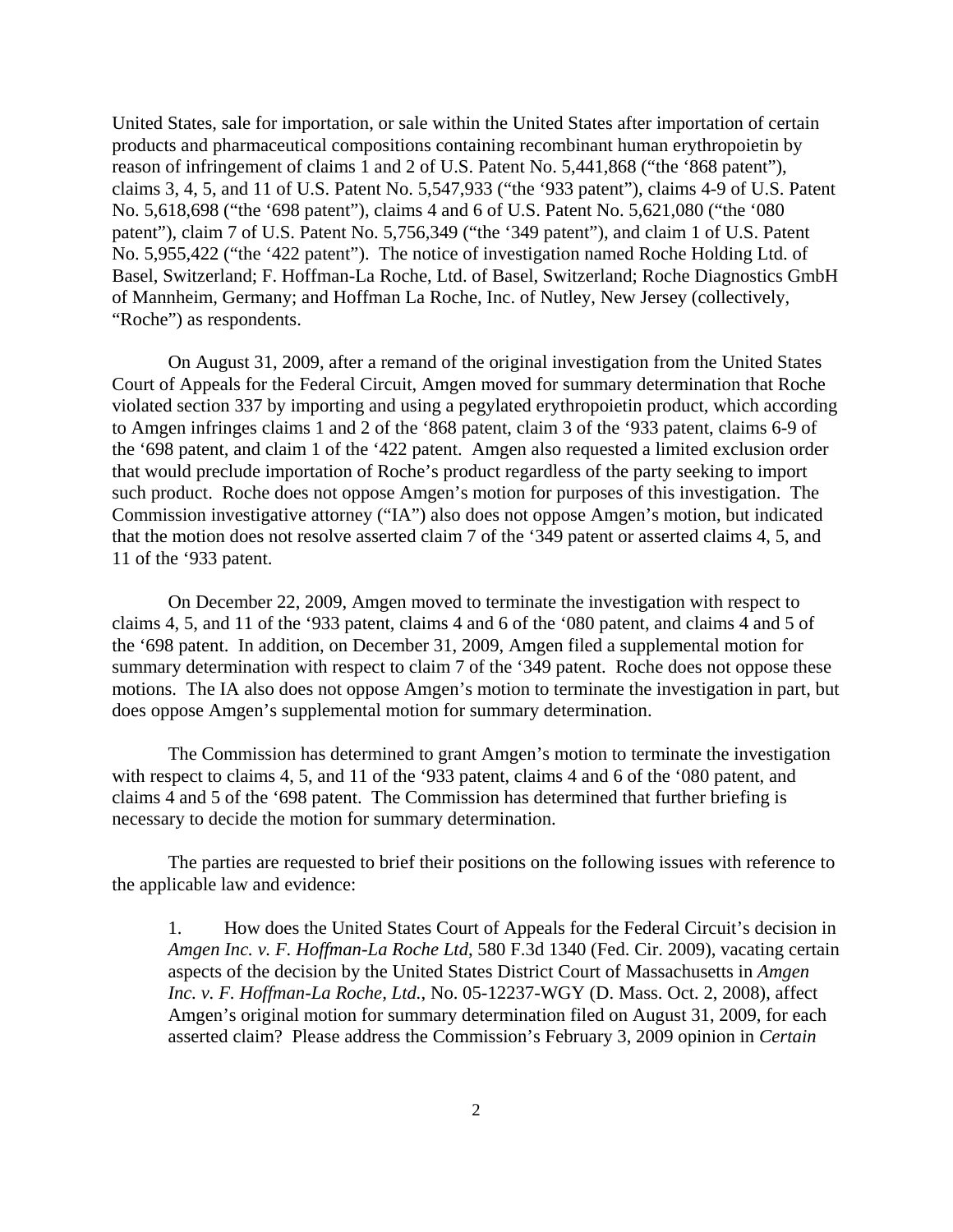United States, sale for importation, or sale within the United States after importation of certain products and pharmaceutical compositions containing recombinant human erythropoietin by reason of infringement of claims 1 and 2 of U.S. Patent No. 5,441,868 ("the '868 patent"), claims 3, 4, 5, and 11 of U.S. Patent No. 5,547,933 ("the '933 patent"), claims 4-9 of U.S. Patent No. 5,618,698 ("the '698 patent"), claims 4 and 6 of U.S. Patent No. 5,621,080 ("the '080 patent"), claim 7 of U.S. Patent No. 5,756,349 ("the '349 patent"), and claim 1 of U.S. Patent No. 5,955,422 ("the '422 patent"). The notice of investigation named Roche Holding Ltd. of Basel, Switzerland; F. Hoffman-La Roche, Ltd. of Basel, Switzerland; Roche Diagnostics GmbH of Mannheim, Germany; and Hoffman La Roche, Inc. of Nutley, New Jersey (collectively, "Roche") as respondents.

On August 31, 2009, after a remand of the original investigation from the United States Court of Appeals for the Federal Circuit, Amgen moved for summary determination that Roche violated section 337 by importing and using a pegylated erythropoietin product, which according to Amgen infringes claims 1 and 2 of the '868 patent, claim 3 of the '933 patent, claims 6-9 of the '698 patent, and claim 1 of the '422 patent. Amgen also requested a limited exclusion order that would preclude importation of Roche's product regardless of the party seeking to import such product. Roche does not oppose Amgen's motion for purposes of this investigation. The Commission investigative attorney ("IA") also does not oppose Amgen's motion, but indicated that the motion does not resolve asserted claim 7 of the '349 patent or asserted claims 4, 5, and 11 of the '933 patent.

On December 22, 2009, Amgen moved to terminate the investigation with respect to claims 4, 5, and 11 of the '933 patent, claims 4 and 6 of the '080 patent, and claims 4 and 5 of the '698 patent. In addition, on December 31, 2009, Amgen filed a supplemental motion for summary determination with respect to claim 7 of the '349 patent. Roche does not oppose these motions. The IA also does not oppose Amgen's motion to terminate the investigation in part, but does oppose Amgen's supplemental motion for summary determination.

The Commission has determined to grant Amgen's motion to terminate the investigation with respect to claims 4, 5, and 11 of the '933 patent, claims 4 and 6 of the '080 patent, and claims 4 and 5 of the '698 patent. The Commission has determined that further briefing is necessary to decide the motion for summary determination.

The parties are requested to brief their positions on the following issues with reference to the applicable law and evidence:

1. How does the United States Court of Appeals for the Federal Circuit's decision in *Amgen Inc. v. F. Hoffman-La Roche Ltd*, 580 F.3d 1340 (Fed. Cir. 2009), vacating certain aspects of the decision by the United States District Court of Massachusetts in *Amgen Inc. v. F. Hoffman-La Roche, Ltd.*, No. 05-12237-WGY (D. Mass. Oct. 2, 2008), affect Amgen's original motion for summary determination filed on August 31, 2009, for each asserted claim? Please address the Commission's February 3, 2009 opinion in *Certain*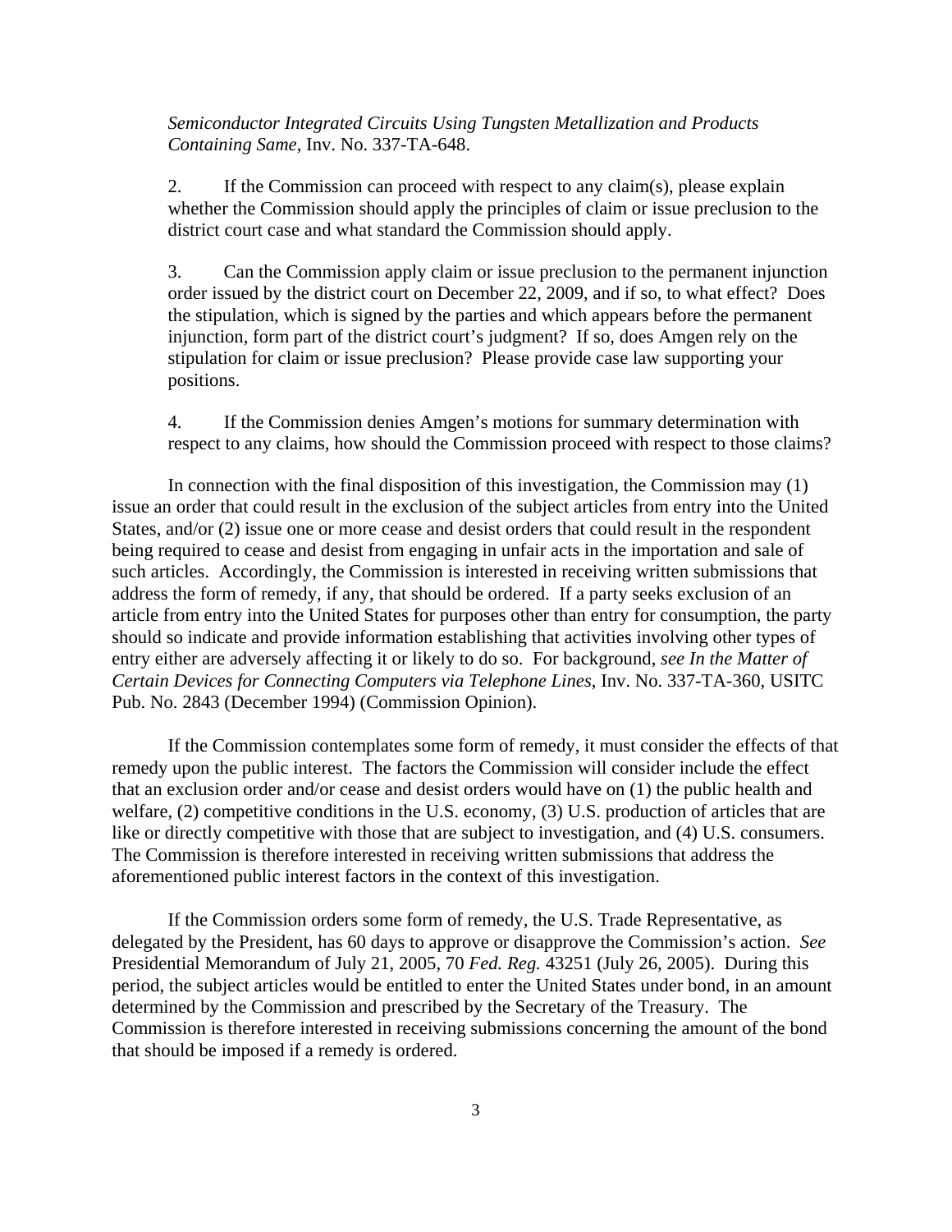*Semiconductor Integrated Circuits Using Tungsten Metallization and Products Containing Same*, Inv. No. 337-TA-648.

2. If the Commission can proceed with respect to any claim(s), please explain whether the Commission should apply the principles of claim or issue preclusion to the district court case and what standard the Commission should apply.

3. Can the Commission apply claim or issue preclusion to the permanent injunction order issued by the district court on December 22, 2009, and if so, to what effect? Does the stipulation, which is signed by the parties and which appears before the permanent injunction, form part of the district court's judgment? If so, does Amgen rely on the stipulation for claim or issue preclusion? Please provide case law supporting your positions.

4. If the Commission denies Amgen's motions for summary determination with respect to any claims, how should the Commission proceed with respect to those claims?

In connection with the final disposition of this investigation, the Commission may (1) issue an order that could result in the exclusion of the subject articles from entry into the United States, and/or (2) issue one or more cease and desist orders that could result in the respondent being required to cease and desist from engaging in unfair acts in the importation and sale of such articles. Accordingly, the Commission is interested in receiving written submissions that address the form of remedy, if any, that should be ordered. If a party seeks exclusion of an article from entry into the United States for purposes other than entry for consumption, the party should so indicate and provide information establishing that activities involving other types of entry either are adversely affecting it or likely to do so. For background, *see In the Matter of Certain Devices for Connecting Computers via Telephone Lines*, Inv. No. 337-TA-360, USITC Pub. No. 2843 (December 1994) (Commission Opinion).

If the Commission contemplates some form of remedy, it must consider the effects of that remedy upon the public interest. The factors the Commission will consider include the effect that an exclusion order and/or cease and desist orders would have on (1) the public health and welfare, (2) competitive conditions in the U.S. economy, (3) U.S. production of articles that are like or directly competitive with those that are subject to investigation, and (4) U.S. consumers. The Commission is therefore interested in receiving written submissions that address the aforementioned public interest factors in the context of this investigation.

If the Commission orders some form of remedy, the U.S. Trade Representative, as delegated by the President, has 60 days to approve or disapprove the Commission's action. *See* Presidential Memorandum of July 21, 2005, 70 *Fed. Reg.* 43251 (July 26, 2005). During this period, the subject articles would be entitled to enter the United States under bond, in an amount determined by the Commission and prescribed by the Secretary of the Treasury. The Commission is therefore interested in receiving submissions concerning the amount of the bond that should be imposed if a remedy is ordered.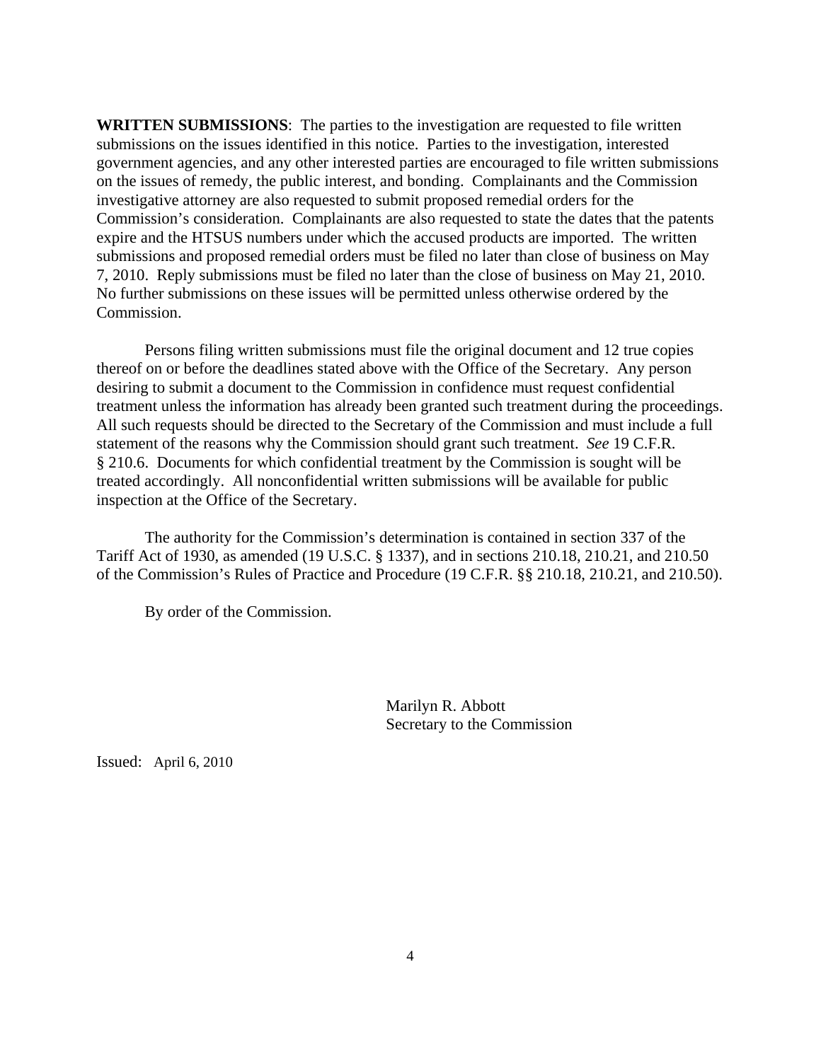**WRITTEN SUBMISSIONS**: The parties to the investigation are requested to file written submissions on the issues identified in this notice. Parties to the investigation, interested government agencies, and any other interested parties are encouraged to file written submissions on the issues of remedy, the public interest, and bonding. Complainants and the Commission investigative attorney are also requested to submit proposed remedial orders for the Commission's consideration. Complainants are also requested to state the dates that the patents expire and the HTSUS numbers under which the accused products are imported. The written submissions and proposed remedial orders must be filed no later than close of business on May 7, 2010. Reply submissions must be filed no later than the close of business on May 21, 2010. No further submissions on these issues will be permitted unless otherwise ordered by the Commission.

Persons filing written submissions must file the original document and 12 true copies thereof on or before the deadlines stated above with the Office of the Secretary. Any person desiring to submit a document to the Commission in confidence must request confidential treatment unless the information has already been granted such treatment during the proceedings. All such requests should be directed to the Secretary of the Commission and must include a full statement of the reasons why the Commission should grant such treatment. *See* 19 C.F.R. § 210.6. Documents for which confidential treatment by the Commission is sought will be treated accordingly. All nonconfidential written submissions will be available for public inspection at the Office of the Secretary.

The authority for the Commission's determination is contained in section 337 of the Tariff Act of 1930, as amended (19 U.S.C. § 1337), and in sections 210.18, 210.21, and 210.50 of the Commission's Rules of Practice and Procedure (19 C.F.R. §§ 210.18, 210.21, and 210.50).

By order of the Commission.

Marilyn R. Abbott
Secretary to the Commission

Issued: April 6, 2010